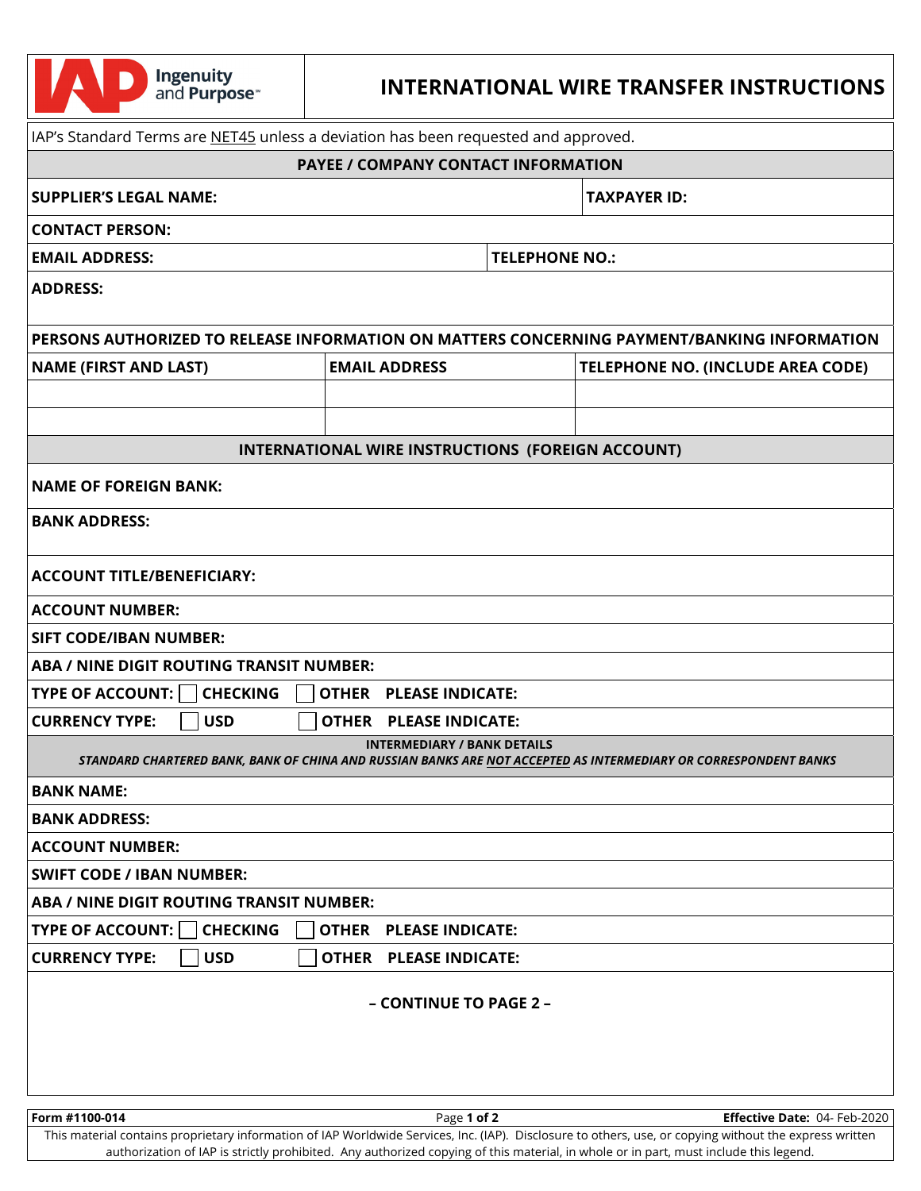# INTERNATIONAL WIRE TRANSFER INSTRUCTIONS

IAP's Standard Terms are NET45 unless a deviation has been requested and approved.

## PAYEE / COMPANY CONTACT INFORMATION

**SUPPLIER'S LEGAL NAME:**

**TAXPAYER ID:**

**CONTACT PERSON:**

**EMAIL ADDRESS:**

**TELEPHONE NO.:**

**ADDRESS:**

**PERSONS AUTHORIZED TO RELEASE INFORMATION ON MATTERS CONCERNING PAYMENT/BANKING INFORMATION**

| NAME (FIRST AND LAST) | EMAIL ADDRESS | TELEPHONE NO. (INCLUDE AREA CODE) |
|---|---|---|
| | | |
| | | |

## INTERNATIONAL WIRE INSTRUCTIONS (FOREIGN ACCOUNT)

**NAME OF FOREIGN BANK:**

**BANK ADDRESS:**

**ACCOUNT TITLE/BENEFICIARY:**

**ACCOUNT NUMBER:**

**SIFT CODE/IBAN NUMBER:**

**ABA / NINE DIGIT ROUTING TRANSIT NUMBER:**

**TYPE OF ACCOUNT:** ☐ CHECKING ☐ OTHER PLEASE INDICATE:

**CURRENCY TYPE:** ☐ USD ☐ OTHER PLEASE INDICATE:

## INTERMEDIARY / BANK DETAILS

***STANDARD CHARTERED BANK, BANK OF CHINA AND RUSSIAN BANKS ARE NOT ACCEPTED AS INTERMEDIARY OR CORRESPONDENT BANKS***

**BANK NAME:**

**BANK ADDRESS:**

**ACCOUNT NUMBER:**

**SWIFT CODE / IBAN NUMBER:**

**ABA / NINE DIGIT ROUTING TRANSIT NUMBER:**

**TYPE OF ACCOUNT:** ☐ CHECKING ☐ OTHER PLEASE INDICATE:

**CURRENCY TYPE:** ☐ USD ☐ OTHER PLEASE INDICATE:

**– CONTINUE TO PAGE 2 –**

**Form #1100-014** **Effective Date:** 04- Feb-2020

This material contains proprietary information of IAP Worldwide Services, Inc. (IAP). Disclosure to others, use, or copying without the express written authorization of IAP is strictly prohibited. Any authorized copying of this material, in whole or in part, must include this legend.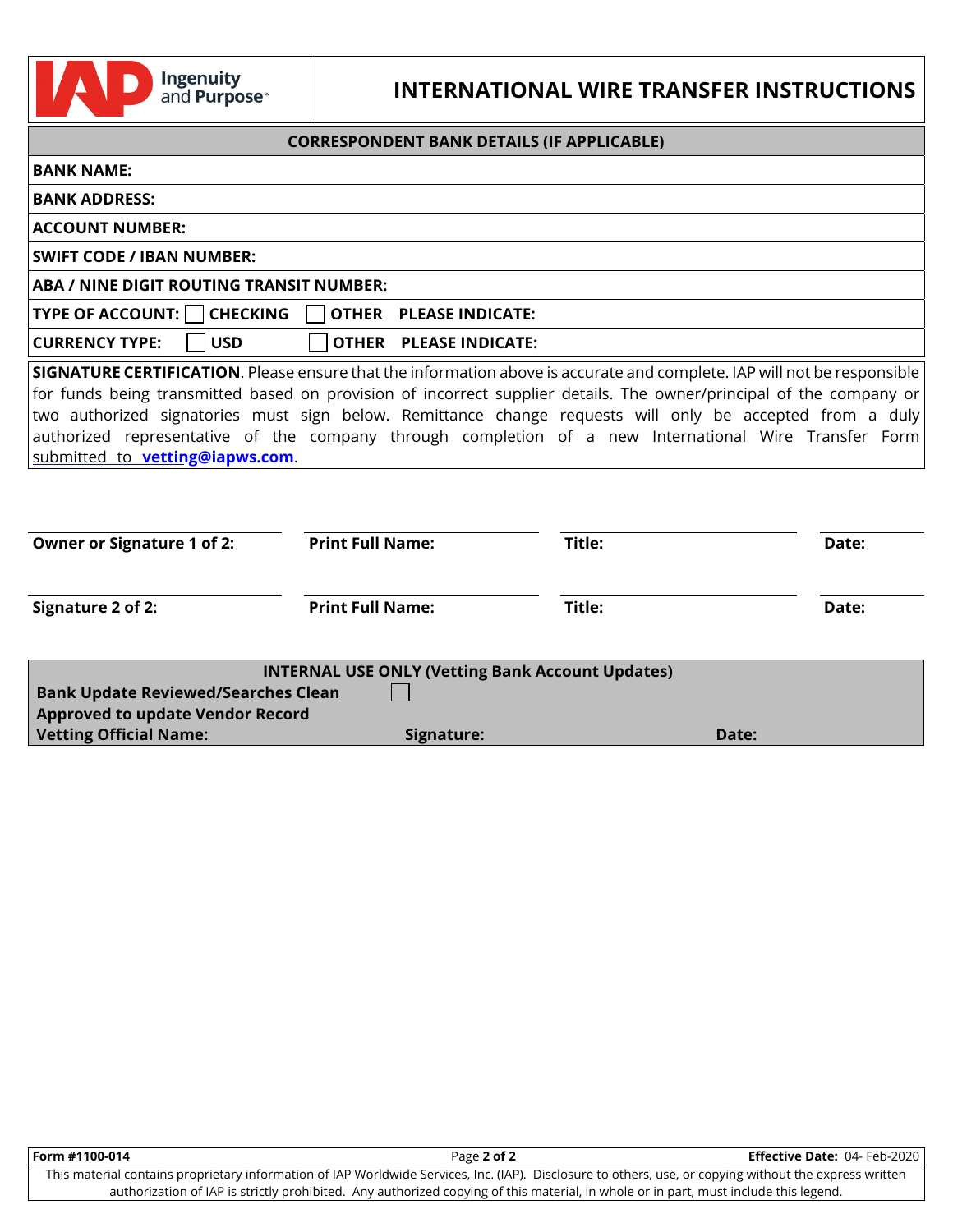IAP Ingenuity and Purpose℠

# INTERNATIONAL WIRE TRANSFER INSTRUCTIONS

| CORRESPONDENT BANK DETAILS (IF APPLICABLE) |
|---|
| **BANK NAME:** |
| **BANK ADDRESS:** |
| **ACCOUNT NUMBER:** |
| **SWIFT CODE / IBAN NUMBER:** |
| **ABA / NINE DIGIT ROUTING TRANSIT NUMBER:** |
| **TYPE OF ACCOUNT:** ☐ **CHECKING** ☐ **OTHER PLEASE INDICATE:** |
| **CURRENCY TYPE:** ☐ **USD** ☐ **OTHER PLEASE INDICATE:** |

**SIGNATURE CERTIFICATION**. Please ensure that the information above is accurate and complete. IAP will not be responsible for funds being transmitted based on provision of incorrect supplier details. The owner/principal of the company or two authorized signatories must sign below. Remittance change requests will only be accepted from a duly authorized representative of the company through completion of a new International Wire Transfer Form submitted to **vetting@iapws.com**.

| | | | |
|---|---|---|---|
| **Owner or Signature 1 of 2:** | **Print Full Name:** | **Title:** | **Date:** |
| **Signature 2 of 2:** | **Print Full Name:** | **Title:** | **Date:** |

| INTERNAL USE ONLY (Vetting Bank Account Updates) | | |
|---|---|---|
| **Bank Update Reviewed/Searches Clean** | ☐ | |
| **Approved to update Vendor Record** | | |
| **Vetting Official Name:** | **Signature:** | **Date:** |

**Form #1100-014** **Effective Date:** 04- Feb-2020

This material contains proprietary information of IAP Worldwide Services, Inc. (IAP). Disclosure to others, use, or copying without the express written authorization of IAP is strictly prohibited. Any authorized copying of this material, in whole or in part, must include this legend.